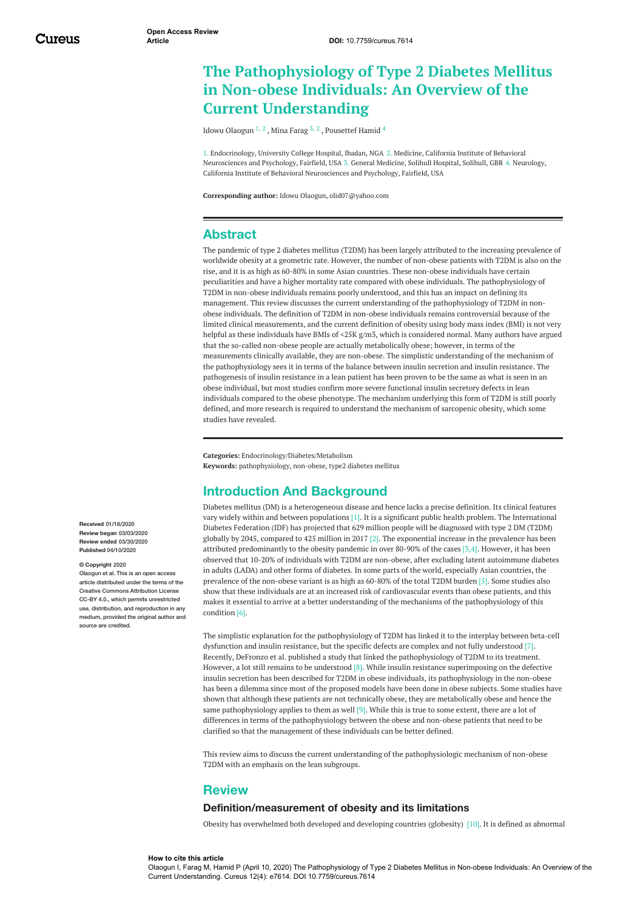# The Pathophysiology of Type 2 Diabetes Mellitus in Non-obese Individuals: An Overview of the Current Understanding

Idowu Olaogun [1, 2], Mina Farag [3, 2], Pousettef Hamid [4]

1. Endocrinology, University College Hospital, Ibadan, NGA 2. Medicine, California Institute of Behavioral Neurosciences and Psychology, Fairfield, USA 3. General Medicine, Solihull Hospital, Solihull, GBR 4. Neurology, California Institute of Behavioral Neurosciences and Psychology, Fairfield, USA

**Corresponding author:** Idowu Olaogun, olid07@yahoo.com

Received 01/18/2020
Review began 03/03/2020
Review ended 03/30/2020
Published 04/10/2020

© Copyright 2020
Olaogun et al. This is an open access article distributed under the terms of the Creative Commons Attribution License CC-BY 4.0., which permits unrestricted use, distribution, and reproduction in any medium, provided the original author and source are credited.

## Abstract

The pandemic of type 2 diabetes mellitus (T2DM) has been largely attributed to the increasing prevalence of worldwide obesity at a geometric rate. However, the number of non-obese patients with T2DM is also on the rise, and it is as high as 60-80% in some Asian countries. These non-obese individuals have certain peculiarities and have a higher mortality rate compared with obese individuals. The pathophysiology of T2DM in non-obese individuals remains poorly understood, and this has an impact on defining its management. This review discusses the current understanding of the pathophysiology of T2DM in non-obese individuals. The definition of T2DM in non-obese individuals remains controversial because of the limited clinical measurements, and the current definition of obesity using body mass index (BMI) is not very helpful as these individuals have BMIs of <25K g/m3, which is considered normal. Many authors have argued that the so-called non-obese people are actually metabolically obese; however, in terms of the measurements clinically available, they are non-obese. The simplistic understanding of the mechanism of the pathophysiology sees it in terms of the balance between insulin secretion and insulin resistance. The pathogenesis of insulin resistance in a lean patient has been proven to be the same as what is seen in an obese individual, but most studies confirm more severe functional insulin secretory defects in lean individuals compared to the obese phenotype. The mechanism underlying this form of T2DM is still poorly defined, and more research is required to understand the mechanism of sarcopenic obesity, which some studies have revealed.

**Categories:** Endocrinology/Diabetes/Metabolism
**Keywords:** pathophysiology, non-obese, type2 diabetes mellitus

## Introduction And Background

Diabetes mellitus (DM) is a heterogeneous disease and hence lacks a precise definition. Its clinical features vary widely within and between populations [1]. It is a significant public health problem. The International Diabetes Federation (IDF) has projected that 629 million people will be diagnosed with type 2 DM (T2DM) globally by 2045, compared to 425 million in 2017 [2]. The exponential increase in the prevalence has been attributed predominantly to the obesity pandemic in over 80-90% of the cases [3,4]. However, it has been observed that 10-20% of individuals with T2DM are non-obese, after excluding latent autoimmune diabetes in adults (LADA) and other forms of diabetes. In some parts of the world, especially Asian countries, the prevalence of the non-obese variant is as high as 60-80% of the total T2DM burden [5]. Some studies also show that these individuals are at an increased risk of cardiovascular events than obese patients, and this makes it essential to arrive at a better understanding of the mechanisms of the pathophysiology of this condition [6].

The simplistic explanation for the pathophysiology of T2DM has linked it to the interplay between beta-cell dysfunction and insulin resistance, but the specific defects are complex and not fully understood [7]. Recently, DeFronzo et al. published a study that linked the pathophysiology of T2DM to its treatment. However, a lot still remains to be understood [8]. While insulin resistance superimposing on the defective insulin secretion has been described for T2DM in obese individuals, its pathophysiology in the non-obese has been a dilemma since most of the proposed models have been done in obese subjects. Some studies have shown that although these patients are not technically obese, they are metabolically obese and hence the same pathophysiology applies to them as well [9]. While this is true to some extent, there are a lot of differences in terms of the pathophysiology between the obese and non-obese patients that need to be clarified so that the management of these individuals can be better defined.

This review aims to discuss the current understanding of the pathophysiologic mechanism of non-obese T2DM with an emphasis on the lean subgroups.

## Review

### Definition/measurement of obesity and its limitations

Obesity has overwhelmed both developed and developing countries (globesity) [10]. It is defined as abnormal

**How to cite this article**
Olaogun I, Farag M, Hamid P (April 10, 2020) The Pathophysiology of Type 2 Diabetes Mellitus in Non-obese Individuals: An Overview of the Current Understanding. Cureus 12(4): e7614. DOI 10.7759/cureus.7614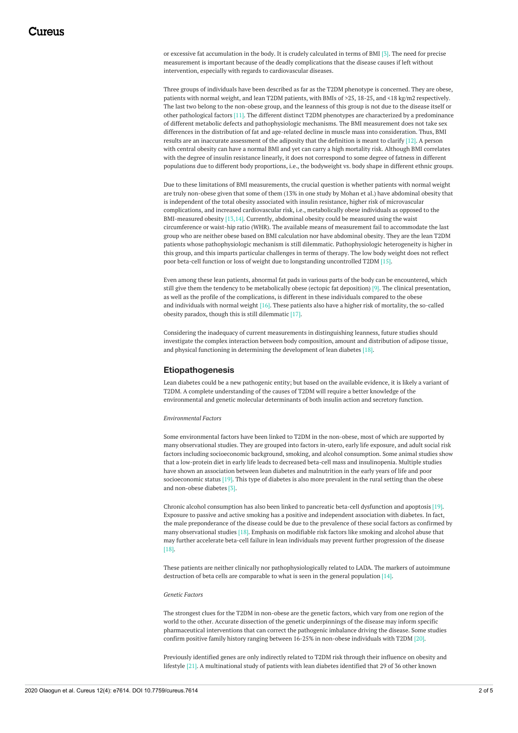or excessive fat accumulation in the body. It is crudely calculated in terms of BMI [3]. The need for precise measurement is important because of the deadly complications that the disease causes if left without intervention, especially with regards to cardiovascular diseases.

Three groups of individuals have been described as far as the T2DM phenotype is concerned. They are obese, patients with normal weight, and lean T2DM patients, with BMIs of >25, 18-25, and <18 kg/m2 respectively. The last two belong to the non-obese group, and the leanness of this group is not due to the disease itself or other pathological factors [11]. The different distinct T2DM phenotypes are characterized by a predominance of different metabolic defects and pathophysiologic mechanisms. The BMI measurement does not take sex differences in the distribution of fat and age-related decline in muscle mass into consideration. Thus, BMI results are an inaccurate assessment of the adiposity that the definition is meant to clarify [12]. A person with central obesity can have a normal BMI and yet can carry a high mortality risk. Although BMI correlates with the degree of insulin resistance linearly, it does not correspond to some degree of fatness in different populations due to different body proportions, i.e., the bodyweight vs. body shape in different ethnic groups.

Due to these limitations of BMI measurements, the crucial question is whether patients with normal weight are truly non-obese given that some of them (13% in one study by Mohan et al.) have abdominal obesity that is independent of the total obesity associated with insulin resistance, higher risk of microvascular complications, and increased cardiovascular risk, i.e., metabolically obese individuals as opposed to the BMI-measured obesity [13,14]. Currently, abdominal obesity could be measured using the waist circumference or waist-hip ratio (WHR). The available means of measurement fail to accommodate the last group who are neither obese based on BMI calculation nor have abdominal obesity. They are the lean T2DM patients whose pathophysiologic mechanism is still dilemmatic. Pathophysiologic heterogeneity is higher in this group, and this imparts particular challenges in terms of therapy. The low body weight does not reflect poor beta-cell function or loss of weight due to longstanding uncontrolled T2DM [15].

Even among these lean patients, abnormal fat pads in various parts of the body can be encountered, which still give them the tendency to be metabolically obese (ectopic fat deposition) [9]. The clinical presentation, as well as the profile of the complications, is different in these individuals compared to the obese and individuals with normal weight [16]. These patients also have a higher risk of mortality, the so-called obesity paradox, though this is still dilemmatic [17].

Considering the inadequacy of current measurements in distinguishing leanness, future studies should investigate the complex interaction between body composition, amount and distribution of adipose tissue, and physical functioning in determining the development of lean diabetes [18].

## Etiopathogenesis

Lean diabetes could be a new pathogenic entity; but based on the available evidence, it is likely a variant of T2DM. A complete understanding of the causes of T2DM will require a better knowledge of the environmental and genetic molecular determinants of both insulin action and secretory function.

*Environmental Factors*

Some environmental factors have been linked to T2DM in the non-obese, most of which are supported by many observational studies. They are grouped into factors in-utero, early life exposure, and adult social risk factors including socioeconomic background, smoking, and alcohol consumption. Some animal studies show that a low-protein diet in early life leads to decreased beta-cell mass and insulinopenia. Multiple studies have shown an association between lean diabetes and malnutrition in the early years of life and poor socioeconomic status [19]. This type of diabetes is also more prevalent in the rural setting than the obese and non-obese diabetes [3].

Chronic alcohol consumption has also been linked to pancreatic beta-cell dysfunction and apoptosis [19]. Exposure to passive and active smoking has a positive and independent association with diabetes. In fact, the male preponderance of the disease could be due to the prevalence of these social factors as confirmed by many observational studies [18]. Emphasis on modifiable risk factors like smoking and alcohol abuse that may further accelerate beta-cell failure in lean individuals may prevent further progression of the disease [18].

These patients are neither clinically nor pathophysiologically related to LADA. The markers of autoimmune destruction of beta cells are comparable to what is seen in the general population [14].

*Genetic Factors*

The strongest clues for the T2DM in non-obese are the genetic factors, which vary from one region of the world to the other. Accurate dissection of the genetic underpinnings of the disease may inform specific pharmaceutical interventions that can correct the pathogenic imbalance driving the disease. Some studies confirm positive family history ranging between 16-25% in non-obese individuals with T2DM [20].

Previously identified genes are only indirectly related to T2DM risk through their influence on obesity and lifestyle [21]. A multinational study of patients with lean diabetes identified that 29 of 36 other known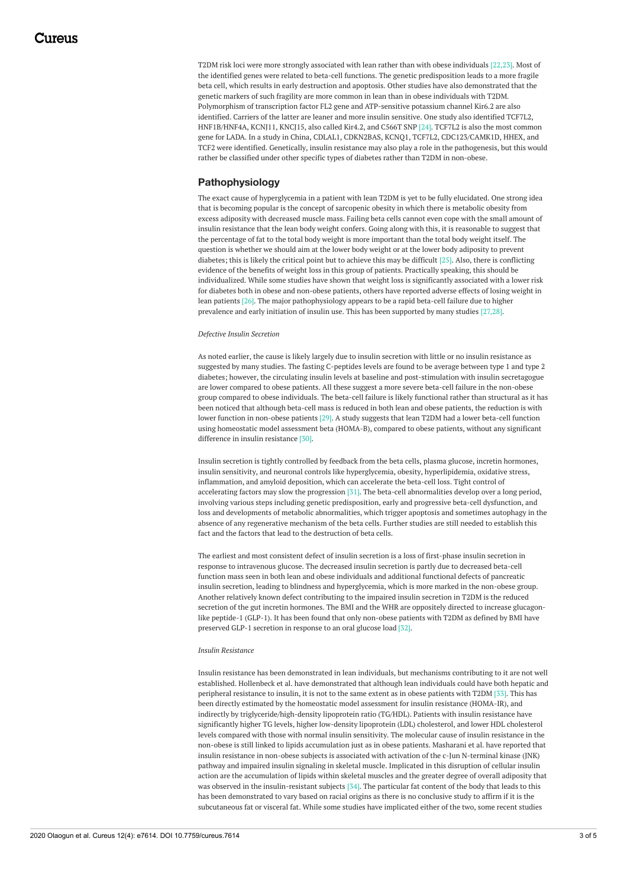T2DM risk loci were more strongly associated with lean rather than with obese individuals [22,23]. Most of the identified genes were related to beta-cell functions. The genetic predisposition leads to a more fragile beta cell, which results in early destruction and apoptosis. Other studies have also demonstrated that the genetic markers of such fragility are more common in lean than in obese individuals with T2DM. Polymorphism of transcription factor FL2 gene and ATP-sensitive potassium channel Kir6.2 are also identified. Carriers of the latter are leaner and more insulin sensitive. One study also identified TCF7L2, HNF1B/HNF4A, KCNJ11, KCNJ15, also called Kir4.2, and C566T SNP [24]. TCF7L2 is also the most common gene for LADA. In a study in China, CDLAL1, CDKN2BAS, KCNQ1, TCF7L2, CDC123/CAMK1D, HHEX, and TCF2 were identified. Genetically, insulin resistance may also play a role in the pathogenesis, but this would rather be classified under other specific types of diabetes rather than T2DM in non-obese.

## Pathophysiology

The exact cause of hyperglycemia in a patient with lean T2DM is yet to be fully elucidated. One strong idea that is becoming popular is the concept of sarcopenic obesity in which there is metabolic obesity from excess adiposity with decreased muscle mass. Failing beta cells cannot even cope with the small amount of insulin resistance that the lean body weight confers. Going along with this, it is reasonable to suggest that the percentage of fat to the total body weight is more important than the total body weight itself. The question is whether we should aim at the lower body weight or at the lower body adiposity to prevent diabetes; this is likely the critical point but to achieve this may be difficult [25]. Also, there is conflicting evidence of the benefits of weight loss in this group of patients. Practically speaking, this should be individualized. While some studies have shown that weight loss is significantly associated with a lower risk for diabetes both in obese and non-obese patients, others have reported adverse effects of losing weight in lean patients [26]. The major pathophysiology appears to be a rapid beta-cell failure due to higher prevalence and early initiation of insulin use. This has been supported by many studies [27,28].

*Defective Insulin Secretion*

As noted earlier, the cause is likely largely due to insulin secretion with little or no insulin resistance as suggested by many studies. The fasting C-peptides levels are found to be average between type 1 and type 2 diabetes; however, the circulating insulin levels at baseline and post-stimulation with insulin secretagogue are lower compared to obese patients. All these suggest a more severe beta-cell failure in the non-obese group compared to obese individuals. The beta-cell failure is likely functional rather than structural as it has been noticed that although beta-cell mass is reduced in both lean and obese patients, the reduction is with lower function in non-obese patients [29]. A study suggests that lean T2DM had a lower beta-cell function using homeostatic model assessment beta (HOMA-B), compared to obese patients, without any significant difference in insulin resistance [30].

Insulin secretion is tightly controlled by feedback from the beta cells, plasma glucose, incretin hormones, insulin sensitivity, and neuronal controls like hyperglycemia, obesity, hyperlipidemia, oxidative stress, inflammation, and amyloid deposition, which can accelerate the beta-cell loss. Tight control of accelerating factors may slow the progression [31]. The beta-cell abnormalities develop over a long period, involving various steps including genetic predisposition, early and progressive beta-cell dysfunction, and loss and developments of metabolic abnormalities, which trigger apoptosis and sometimes autophagy in the absence of any regenerative mechanism of the beta cells. Further studies are still needed to establish this fact and the factors that lead to the destruction of beta cells.

The earliest and most consistent defect of insulin secretion is a loss of first-phase insulin secretion in response to intravenous glucose. The decreased insulin secretion is partly due to decreased beta-cell function mass seen in both lean and obese individuals and additional functional defects of pancreatic insulin secretion, leading to blindness and hyperglycemia, which is more marked in the non-obese group. Another relatively known defect contributing to the impaired insulin secretion in T2DM is the reduced secretion of the gut incretin hormones. The BMI and the WHR are oppositely directed to increase glucagon-like peptide-1 (GLP-1). It has been found that only non-obese patients with T2DM as defined by BMI have preserved GLP-1 secretion in response to an oral glucose load [32].

*Insulin Resistance*

Insulin resistance has been demonstrated in lean individuals, but mechanisms contributing to it are not well established. Hollenbeck et al. have demonstrated that although lean individuals could have both hepatic and peripheral resistance to insulin, it is not to the same extent as in obese patients with T2DM [33]. This has been directly estimated by the homeostatic model assessment for insulin resistance (HOMA-IR), and indirectly by triglyceride/high-density lipoprotein ratio (TG/HDL). Patients with insulin resistance have significantly higher TG levels, higher low-density lipoprotein (LDL) cholesterol, and lower HDL cholesterol levels compared with those with normal insulin sensitivity. The molecular cause of insulin resistance in the non-obese is still linked to lipids accumulation just as in obese patients. Masharani et al. have reported that insulin resistance in non-obese subjects is associated with activation of the c-Jun N-terminal kinase (JNK) pathway and impaired insulin signaling in skeletal muscle. Implicated in this disruption of cellular insulin action are the accumulation of lipids within skeletal muscles and the greater degree of overall adiposity that was observed in the insulin-resistant subjects [34]. The particular fat content of the body that leads to this has been demonstrated to vary based on racial origins as there is no conclusive study to affirm if it is the subcutaneous fat or visceral fat. While some studies have implicated either of the two, some recent studies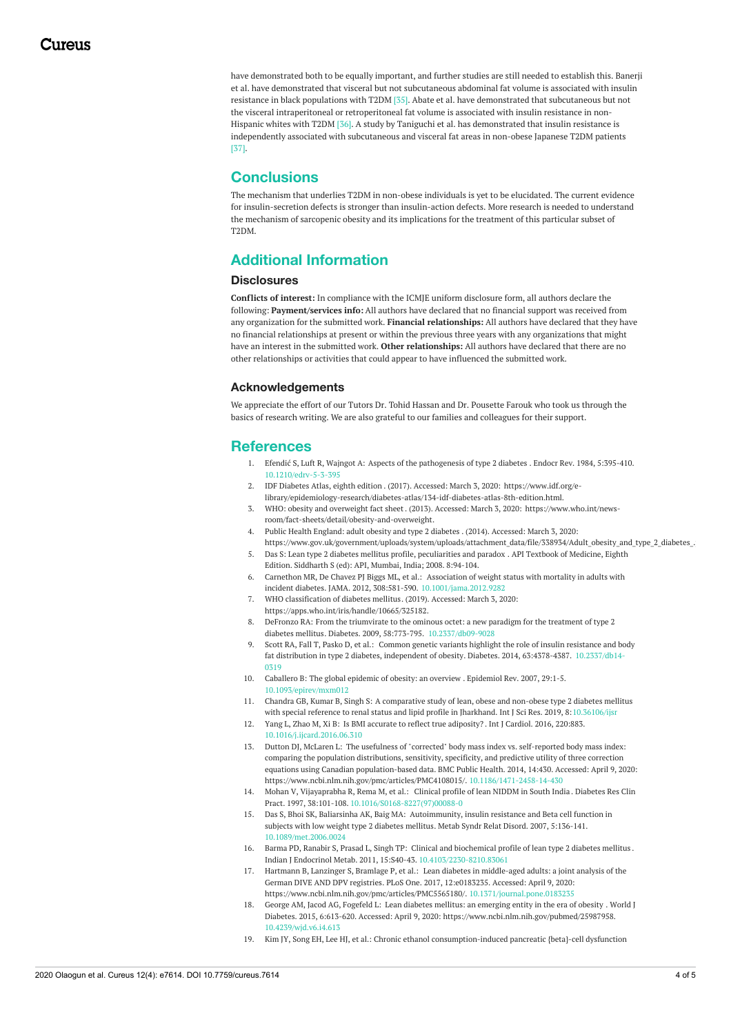have demonstrated both to be equally important, and further studies are still needed to establish this. Banerji et al. have demonstrated that visceral but not subcutaneous abdominal fat volume is associated with insulin resistance in black populations with T2DM [35]. Abate et al. have demonstrated that subcutaneous but not the visceral intraperitoneal or retroperitoneal fat volume is associated with insulin resistance in non-Hispanic whites with T2DM [36]. A study by Taniguchi et al. has demonstrated that insulin resistance is independently associated with subcutaneous and visceral fat areas in non-obese Japanese T2DM patients [37].

## Conclusions

The mechanism that underlies T2DM in non-obese individuals is yet to be elucidated. The current evidence for insulin-secretion defects is stronger than insulin-action defects. More research is needed to understand the mechanism of sarcopenic obesity and its implications for the treatment of this particular subset of T2DM.

## Additional Information

### Disclosures

**Conflicts of interest:** In compliance with the ICMJE uniform disclosure form, all authors declare the following: **Payment/services info:** All authors have declared that no financial support was received from any organization for the submitted work. **Financial relationships:** All authors have declared that they have no financial relationships at present or within the previous three years with any organizations that might have an interest in the submitted work. **Other relationships:** All authors have declared that there are no other relationships or activities that could appear to have influenced the submitted work.

### Acknowledgements

We appreciate the effort of our Tutors Dr. Tohid Hassan and Dr. Pousette Farouk who took us through the basics of research writing. We are also grateful to our families and colleagues for their support.

## References

1. Efendić S, Luft R, Wajngot A: Aspects of the pathogenesis of type 2 diabetes . Endocr Rev. 1984, 5:395-410. 10.1210/edrv-5-3-395
2. IDF Diabetes Atlas, eighth edition . (2017). Accessed: March 3, 2020: https://www.idf.org/e-library/epidemiology-research/diabetes-atlas/134-idf-diabetes-atlas-8th-edition.html.
3. WHO: obesity and overweight fact sheet . (2013). Accessed: March 3, 2020: https://www.who.int/news-room/fact-sheets/detail/obesity-and-overweight.
4. Public Health England: adult obesity and type 2 diabetes . (2014). Accessed: March 3, 2020: https://www.gov.uk/government/uploads/system/uploads/attachment_data/file/338934/Adult_obesity_and_type_2_diabetes_.
5. Das S: Lean type 2 diabetes mellitus profile, peculiarities and paradox . API Textbook of Medicine, Eighth Edition. Siddharth S (ed): API, Mumbai, India; 2008. 8:94-104.
6. Carnethon MR, De Chavez PJ Biggs ML, et al.: Association of weight status with mortality in adults with incident diabetes. JAMA. 2012, 308:581-590. 10.1001/jama.2012.9282
7. WHO classification of diabetes mellitus . (2019). Accessed: March 3, 2020: https://apps.who.int/iris/handle/10665/325182.
8. DeFronzo RA: From the triumvirate to the ominous octet: a new paradigm for the treatment of type 2 diabetes mellitus. Diabetes. 2009, 58:773-795. 10.2337/db09-9028
9. Scott RA, Fall T, Pasko D, et al.: Common genetic variants highlight the role of insulin resistance and body fat distribution in type 2 diabetes, independent of obesity. Diabetes. 2014, 63:4378-4387. 10.2337/db14-0319
10. Caballero B: The global epidemic of obesity: an overview . Epidemiol Rev. 2007, 29:1-5. 10.1093/epirev/mxm012
11. Chandra GB, Kumar B, Singh S: A comparative study of lean, obese and non-obese type 2 diabetes mellitus with special reference to renal status and lipid profile in Jharkhand. Int J Sci Res. 2019, 8:10.36106/ijsr
12. Yang L, Zhao M, Xi B: Is BMI accurate to reflect true adiposity? . Int J Cardiol. 2016, 220:883. 10.1016/j.ijcard.2016.06.310
13. Dutton DJ, McLaren L: The usefulness of "corrected" body mass index vs. self-reported body mass index: comparing the population distributions, sensitivity, specificity, and predictive utility of three correction equations using Canadian population-based data. BMC Public Health. 2014, 14:430. Accessed: April 9, 2020: https://www.ncbi.nlm.nih.gov/pmc/articles/PMC4108015/. 10.1186/1471-2458-14-430
14. Mohan V, Vijayaprabha R, Rema M, et al.: Clinical profile of lean NIDDM in South India . Diabetes Res Clin Pract. 1997, 38:101-108. 10.1016/S0168-8227(97)00088-0
15. Das S, Bhoi SK, Baliarsinha AK, Baig MA: Autoimmunity, insulin resistance and Beta cell function in subjects with low weight type 2 diabetes mellitus. Metab Syndr Relat Disord. 2007, 5:136-141. 10.1089/met.2006.0024
16. Barma PD, Ranabir S, Prasad L, Singh TP: Clinical and biochemical profile of lean type 2 diabetes mellitus . Indian J Endocrinol Metab. 2011, 15:S40-43. 10.4103/2230-8210.83061
17. Hartmann B, Lanzinger S, Bramlage P, et al.: Lean diabetes in middle-aged adults: a joint analysis of the German DIVE AND DPV registries. PLoS One. 2017, 12:e0183235. Accessed: April 9, 2020: https://www.ncbi.nlm.nih.gov/pmc/articles/PMC5565180/. 10.1371/journal.pone.0183235
18. George AM, Jacod AG, Fogefeld L: Lean diabetes mellitus: an emerging entity in the era of obesity . World J Diabetes. 2015, 6:613-620. Accessed: April 9, 2020: https://www.ncbi.nlm.nih.gov/pubmed/25987958. 10.4239/wjd.v6.i4.613
19. Kim JY, Song EH, Lee HJ, et al.: Chronic ethanol consumption-induced pancreatic {beta}-cell dysfunction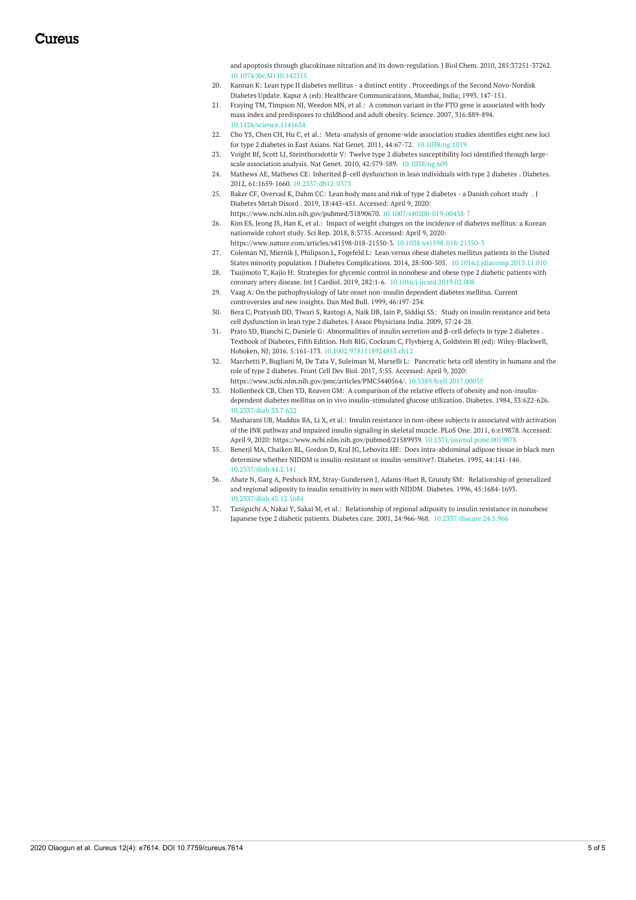and apoptosis through glucokinase nitration and its down-regulation. J Biol Chem. 2010, 285:37251-37262. 10.1074/jbc.M110.142315

20. Kannan K: Lean type II diabetes mellitus - a distinct entity . Proceedings of the Second Novo-Nordisk Diabetes Update. Kapur A (ed): Healthcare Communications, Mumbai, India; 1993. 147-151.
21. Fraying TM, Timpson NJ, Weedon MN, et al.: A common variant in the FTO gene is associated with body mass index and predisposes to childhood and adult obesity. Science. 2007, 316:889-894. 10.1126/science.1141634
22. Cho YS, Chen CH, Hu C, et al.: Meta-analysis of genome-wide association studies identifies eight new loci for type 2 diabetes in East Asians. Nat Genet. 2011, 44:67-72. 10.1038/ng.1019
23. Voight Bf, Scott LJ, Steinthorsdottir V: Twelve type 2 diabetes susceptibility loci identified through large-scale association analysis. Nat Genet. 2010, 42:579-589. 10.1038/ng.609
24. Mathews AE, Mathews CE: Inherited β-cell dysfunction in lean individuals with type 2 diabetes . Diabetes. 2012, 61:1659-1660. 10.2337/db12-0373
25. Baker CF, Overvad K, Dahm CC: Lean body mass and risk of type 2 diabetes - a Danish cohort study . J Diabetes Metab Disord . 2019, 18:445-451. Accessed: April 9, 2020: https://www.ncbi.nlm.nih.gov/pubmed/31890670. 10.1007/s40200-019-00438-7
26. Kim ES, Jeong JS, Han K, et al.: Impact of weight changes on the incidence of diabetes mellitus: a Korean nationwide cohort study. Sci Rep. 2018, 8:3735. Accessed: April 9, 2020: https://www.nature.com/articles/s41598-018-21550-3. 10.1038/s41598-018-21550-3
27. Coleman NJ, Miernik J, Philipson L, Fogefeld L: Lean versus obese diabetes mellitus patients in the United States minority population. J Diabetes Complications. 2014, 28:500-505. 10.1016/j.jdiacomp.2013.11.010
28. Tsujimoto T, Kajio H: Strategies for glycemic control in nonobese and obese type 2 diabetic patients with coronary artery disease. Int J Cardiol. 2019, 282:1-6. 10.1016/j.ijcard.2019.02.008
29. Vaag A: On the pathophysiology of late onset non-insulin dependent diabetes mellitus. Current controversies and new insights. Dan Med Bull. 1999, 46:197-234.
30. Bera C, Pratyush DD, Tiwari S, Rastogi A, Naik DB, Jain P, Siddiqi SS: Study on insulin resistance and beta cell dysfunction in lean type 2 diabetes. J Assoc Physicians India. 2009, 57:24-28.
31. Prato SD, Bianchi C, Daniele G: Abnormalities of insulin secretion and β-cell defects in type 2 diabetes . Textbook of Diabetes, Fifth Edition. Holt RIG, Cockram C, Flyvbjerg A, Goldstein BJ (ed): Wiley-Blackwell, Hoboken, NJ; 2016. 5:161-173. 10.1002/9781118924853.ch12
32. Marchetti P, Bugliani M, De Tata V, Suleiman M, Marselli L: Pancreatic beta cell identity in humans and the role of type 2 diabetes. Front Cell Dev Biol. 2017, 5:55. Accessed: April 9, 2020: https://www.ncbi.nlm.nih.gov/pmc/articles/PMC5440564/. 10.3389/fcell.2017.00055
33. Hollenbeck CB, Chen YD, Reaven GM: A comparison of the relative effects of obesity and non-insulin-dependent diabetes mellitus on in vivo insulin-stimulated glucose utilization. Diabetes. 1984, 33:622-626. 10.2337/diab.33.7.622
34. Masharani UB, Maddux BA, Li X, et al.: Insulin resistance in non-obese subjects is associated with activation of the JNK pathway and impaired insulin signaling in skeletal muscle. PLoS One. 2011, 6:e19878. Accessed: April 9, 2020: https://www.ncbi.nlm.nih.gov/pubmed/21589939. 10.1371/journal.pone.0019878
35. Benerji MA, Chaiken RL, Gordon D, Kral JG, Lebovitz HE: Does intra-abdominal adipose tissue in black men determine whether NIDDM is insulin-resistant or insulin-sensitive?. Diabetes. 1995, 44:141-146. 10.2337/diab.44.2.141
36. Abate N, Garg A, Peshock RM, Stray-Gundersen J, Adams-Huet B, Grundy SM: Relationship of generalized and regional adiposity to insulin sensitivity in men with NIDDM. Diabetes. 1996, 45:1684-1693. 10.2337/diab.45.12.1684
37. Taniguchi A, Nakai Y, Sakai M, et al.: Relationship of regional adiposity to insulin resistance in nonobese Japanese type 2 diabetic patients. Diabetes care. 2001, 24:966-968. 10.2337/diacare.24.5.966